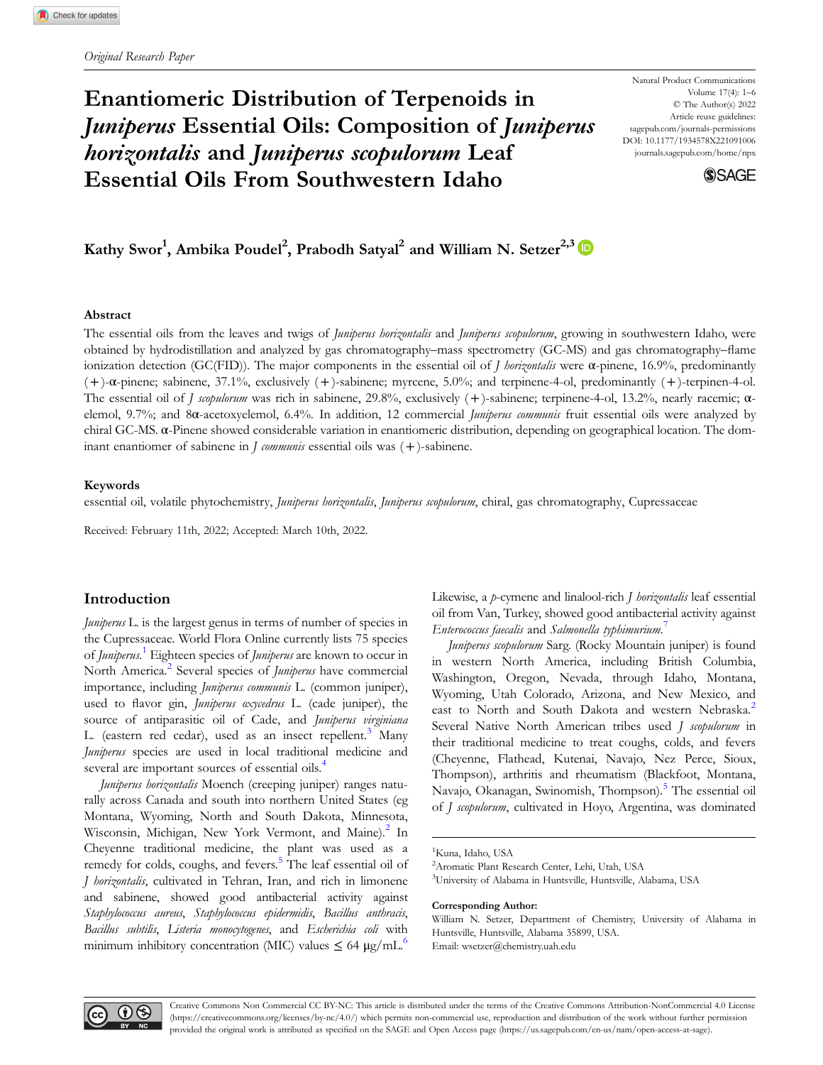Original Research Paper

# Enantiomeric Distribution of Terpenoids in *Juniperus* Essential Oils: Composition of *Juniperus horizontalis* and *Juniperus scopulorum* Leaf Essential Oils From Southwestern Idaho

Natural Product Communications
Volume 17(4): 1–6
© The Author(s) 2022
Article reuse guidelines:
sagepub.com/journals-permissions
DOI: 10.1177/1934578X221091006
journals.sagepub.com/home/npx

**Kathy Swor[1], Ambika Poudel[2], Prabodh Satyal[2] and William N. Setzer[2,3]**

## Abstract

The essential oils from the leaves and twigs of *Juniperus horizontalis* and *Juniperus scopulorum*, growing in southwestern Idaho, were obtained by hydrodistillation and analyzed by gas chromatography–mass spectrometry (GC-MS) and gas chromatography–flame ionization detection (GC(FID)). The major components in the essential oil of *J horizontalis* were α-pinene, 16.9%, predominantly (+)-α-pinene; sabinene, 37.1%, exclusively (+)-sabinene; myrcene, 5.0%; and terpinene-4-ol, predominantly (+)-terpinen-4-ol. The essential oil of *J scopulorum* was rich in sabinene, 29.8%, exclusively (+)-sabinene; terpinene-4-ol, 13.2%, nearly racemic; α-elemol, 9.7%; and 8α-acetoxyelemol, 6.4%. In addition, 12 commercial *Juniperus communis* fruit essential oils were analyzed by chiral GC-MS. α-Pinene showed considerable variation in enantiomeric distribution, depending on geographical location. The dominant enantiomer of sabinene in *J communis* essential oils was (+)-sabinene.

## Keywords

essential oil, volatile phytochemistry, *Juniperus horizontalis*, *Juniperus scopulorum*, chiral, gas chromatography, Cupressaceae

Received: February 11th, 2022; Accepted: March 10th, 2022.

## Introduction

*Juniperus* L. is the largest genus in terms of number of species in the Cupressaceae. World Flora Online currently lists 75 species of *Juniperus*.[1] Eighteen species of *Juniperus* are known to occur in North America.[2] Several species of *Juniperus* have commercial importance, including *Juniperus communis* L. (common juniper), used to flavor gin, *Juniperus oxycedrus* L. (cade juniper), the source of antiparasitic oil of Cade, and *Juniperus virginiana* L. (eastern red cedar), used as an insect repellent.[3] Many *Juniperus* species are used in local traditional medicine and several are important sources of essential oils.[4]

*Juniperus horizontalis* Moench (creeping juniper) ranges naturally across Canada and south into northern United States (eg Montana, Wyoming, North and South Dakota, Minnesota, Wisconsin, Michigan, New York Vermont, and Maine).[2] In Cheyenne traditional medicine, the plant was used as a remedy for colds, coughs, and fevers.[5] The leaf essential oil of *J horizontalis*, cultivated in Tehran, Iran, and rich in limonene and sabinene, showed good antibacterial activity against *Staphylococcus aureus*, *Staphylococcus epidermidis*, *Bacillus anthracis*, *Bacillus subtilis*, *Listeria monocytogenes*, and *Escherichia coli* with minimum inhibitory concentration (MIC) values ≤ 64 μg/mL.[6] Likewise, a *p*-cymene and linalool-rich *J horizontalis* leaf essential oil from Van, Turkey, showed good antibacterial activity against *Enterococcus faecalis* and *Salmonella typhimurium*.[7]

*Juniperus scopulorum* Sarg. (Rocky Mountain juniper) is found in western North America, including British Columbia, Washington, Oregon, Nevada, through Idaho, Montana, Wyoming, Utah Colorado, Arizona, and New Mexico, and east to North and South Dakota and western Nebraska.[2] Several Native North American tribes used *J scopulorum* in their traditional medicine to treat coughs, colds, and fevers (Cheyenne, Flathead, Kutenai, Navajo, Nez Perce, Sioux, Thompson), arthritis and rheumatism (Blackfoot, Montana, Navajo, Okanagan, Swinomish, Thompson).[5] The essential oil of *J scopulorum*, cultivated in Hoyo, Argentina, was dominated

[1]Kuna, Idaho, USA
[2]Aromatic Plant Research Center, Lehi, Utah, USA
[3]University of Alabama in Huntsville, Huntsville, Alabama, USA

**Corresponding Author:**
William N. Setzer, Department of Chemistry, University of Alabama in Huntsville, Huntsville, Alabama 35899, USA.
Email: wsetzer@chemistry.uah.edu

Creative Commons Non Commercial CC BY-NC: This article is distributed under the terms of the Creative Commons Attribution-NonCommercial 4.0 License (https://creativecommons.org/licenses/by-nc/4.0/) which permits non-commercial use, reproduction and distribution of the work without further permission provided the original work is attributed as specified on the SAGE and Open Access page (https://us.sagepub.com/en-us/nam/open-access-at-sage).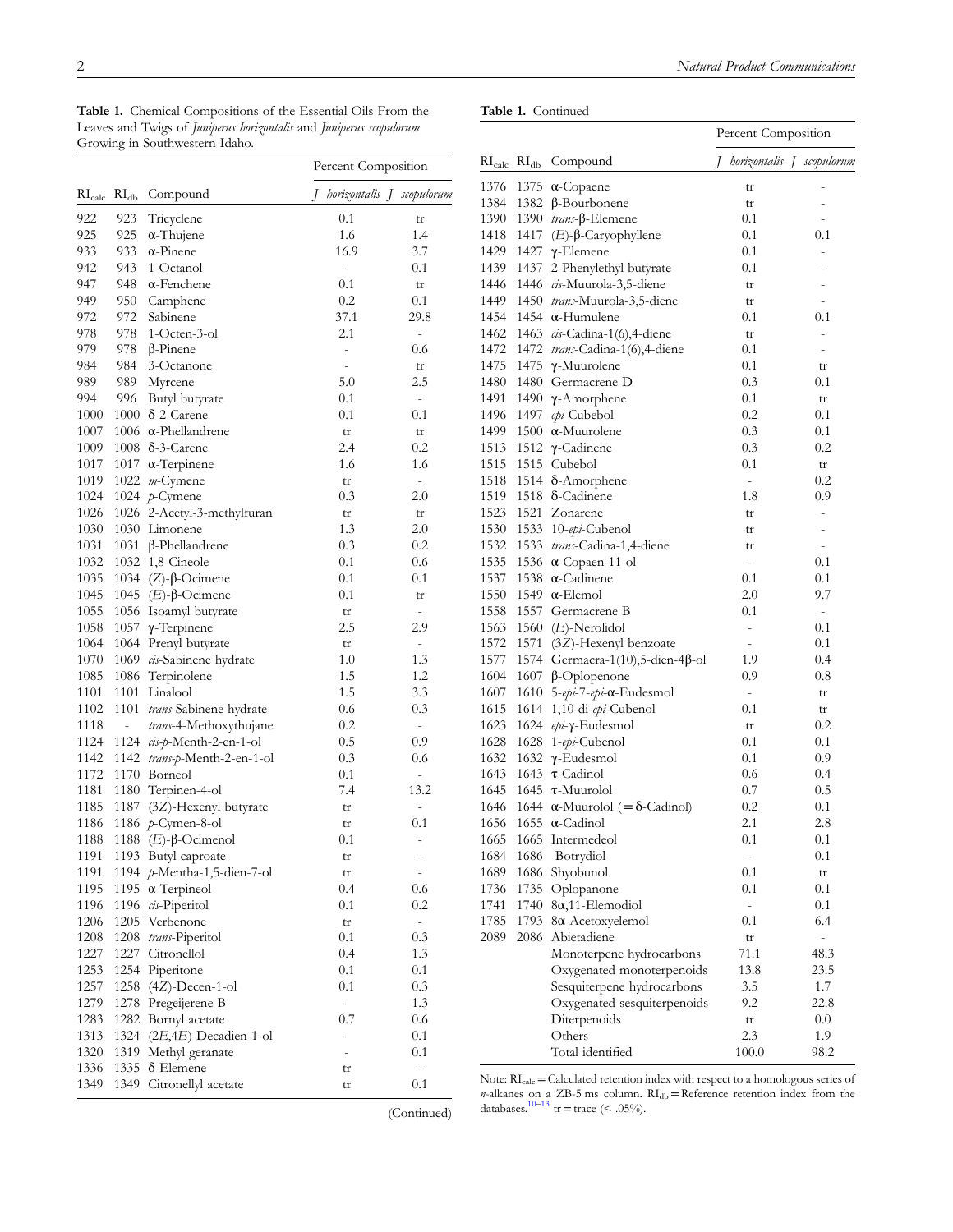**Table 1.** Chemical Compositions of the Essential Oils From the Leaves and Twigs of *Juniperus horizontalis* and *Juniperus scopulorum* Growing in Southwestern Idaho.

| | | | Percent Composition | |
|---|---|---|---|---|
| $RI_{calc}$ | $RI_{db}$ | Compound | *J horizontalis* | *J scopulorum* |
| 922 | 923 | Tricyclene | 0.1 | tr |
| 925 | 925 | α-Thujene | 1.6 | 1.4 |
| 933 | 933 | α-Pinene | 16.9 | 3.7 |
| 942 | 943 | 1-Octanol | - | 0.1 |
| 947 | 948 | α-Fenchene | 0.1 | tr |
| 949 | 950 | Camphene | 0.2 | 0.1 |
| 972 | 972 | Sabinene | 37.1 | 29.8 |
| 978 | 978 | 1-Octen-3-ol | 2.1 | - |
| 979 | 978 | β-Pinene | - | 0.6 |
| 984 | 984 | 3-Octanone | - | tr |
| 989 | 989 | Myrcene | 5.0 | 2.5 |
| 994 | 996 | Butyl butyrate | 0.1 | - |
| 1000 | 1000 | δ-2-Carene | 0.1 | 0.1 |
| 1007 | 1006 | α-Phellandrene | tr | tr |
| 1009 | 1008 | δ-3-Carene | 2.4 | 0.2 |
| 1017 | 1017 | α-Terpinene | 1.6 | 1.6 |
| 1019 | 1022 | *m*-Cymene | tr | - |
| 1024 | 1024 | *p*-Cymene | 0.3 | 2.0 |
| 1026 | 1026 | 2-Acetyl-3-methylfuran | tr | tr |
| 1030 | 1030 | Limonene | 1.3 | 2.0 |
| 1031 | 1031 | β-Phellandrene | 0.3 | 0.2 |
| 1032 | 1032 | 1,8-Cineole | 0.1 | 0.6 |
| 1035 | 1034 | (*Z*)-β-Ocimene | 0.1 | 0.1 |
| 1045 | 1045 | (*E*)-β-Ocimene | 0.1 | tr |
| 1055 | 1056 | Isoamyl butyrate | tr | - |
| 1058 | 1057 | γ-Terpinene | 2.5 | 2.9 |
| 1064 | 1064 | Prenyl butyrate | tr | - |
| 1070 | 1069 | *cis*-Sabinene hydrate | 1.0 | 1.3 |
| 1085 | 1086 | Terpinolene | 1.5 | 1.2 |
| 1101 | 1101 | Linalool | 1.5 | 3.3 |
| 1102 | 1101 | *trans*-Sabinene hydrate | 0.6 | 0.3 |
| 1118 | - | *trans*-4-Methoxythujane | 0.2 | - |
| 1124 | 1124 | *cis*-*p*-Menth-2-en-1-ol | 0.5 | 0.9 |
| 1142 | 1142 | *trans*-*p*-Menth-2-en-1-ol | 0.3 | 0.6 |
| 1172 | 1170 | Borneol | 0.1 | - |
| 1181 | 1180 | Terpinen-4-ol | 7.4 | 13.2 |
| 1185 | 1187 | (3*Z*)-Hexenyl butyrate | tr | - |
| 1186 | 1186 | *p*-Cymen-8-ol | tr | 0.1 |
| 1188 | 1188 | (*E*)-β-Ocimenol | 0.1 | - |
| 1191 | 1193 | Butyl caproate | tr | - |
| 1191 | 1194 | *p*-Mentha-1,5-dien-7-ol | tr | - |
| 1195 | 1195 | α-Terpineol | 0.4 | 0.6 |
| 1196 | 1196 | *cis*-Piperitol | 0.1 | 0.2 |
| 1206 | 1205 | Verbenone | tr | - |
| 1208 | 1208 | *trans*-Piperitol | 0.1 | 0.3 |
| 1227 | 1227 | Citronellol | 0.4 | 1.3 |
| 1253 | 1254 | Piperitone | 0.1 | 0.1 |
| 1257 | 1258 | (4*Z*)-Decen-1-ol | 0.1 | 0.3 |
| 1279 | 1278 | Pregeijerene B | - | 1.3 |
| 1283 | 1282 | Bornyl acetate | 0.7 | 0.6 |
| 1313 | 1324 | (2*E*,4*E*)-Decadien-1-ol | - | 0.1 |
| 1320 | 1319 | Methyl geranate | - | 0.1 |
| 1336 | 1335 | δ-Elemene | tr | - |
| 1349 | 1349 | Citronellyl acetate | tr | 0.1 |
| 1376 | 1375 | α-Copaene | tr | - |
| 1384 | 1382 | β-Bourbonene | tr | - |
| 1390 | 1390 | *trans*-β-Elemene | 0.1 | - |
| 1418 | 1417 | (*E*)-β-Caryophyllene | 0.1 | 0.1 |
| 1429 | 1427 | γ-Elemene | 0.1 | - |
| 1439 | 1437 | 2-Phenylethyl butyrate | 0.1 | - |
| 1446 | 1446 | *cis*-Muurola-3,5-diene | tr | - |
| 1449 | 1450 | *trans*-Muurola-3,5-diene | tr | - |
| 1454 | 1454 | α-Humulene | 0.1 | 0.1 |
| 1462 | 1463 | *cis*-Cadina-1(6),4-diene | tr | - |
| 1472 | 1472 | *trans*-Cadina-1(6),4-diene | 0.1 | - |
| 1475 | 1475 | γ-Muurolene | 0.1 | tr |
| 1480 | 1480 | Germacrene D | 0.3 | 0.1 |
| 1491 | 1490 | γ-Amorphene | 0.1 | tr |
| 1496 | 1497 | *epi*-Cubebol | 0.2 | 0.1 |
| 1499 | 1500 | α-Muurolene | 0.3 | 0.1 |
| 1513 | 1512 | γ-Cadinene | 0.3 | 0.2 |
| 1515 | 1515 | Cubebol | 0.1 | tr |
| 1518 | 1514 | δ-Amorphene | - | 0.2 |
| 1519 | 1518 | δ-Cadinene | 1.8 | 0.9 |
| 1523 | 1521 | Zonarene | tr | - |
| 1530 | 1533 | 10-*epi*-Cubenol | tr | - |
| 1532 | 1533 | *trans*-Cadina-1,4-diene | tr | - |
| 1535 | 1536 | α-Copaen-11-ol | - | 0.1 |
| 1537 | 1538 | α-Cadinene | 0.1 | 0.1 |
| 1550 | 1549 | α-Elemol | 2.0 | 9.7 |
| 1558 | 1557 | Germacrene B | 0.1 | - |
| 1563 | 1560 | (*E*)-Nerolidol | - | 0.1 |
| 1572 | 1571 | (3*Z*)-Hexenyl benzoate | - | 0.1 |
| 1577 | 1574 | Germacra-1(10),5-dien-4β-ol | 1.9 | 0.4 |
| 1604 | 1607 | β-Oplopenone | 0.9 | 0.8 |
| 1607 | 1610 | 5-*epi*-7-*epi*-α-Eudesmol | - | tr |
| 1615 | 1614 | 1,10-di-*epi*-Cubenol | 0.1 | tr |
| 1623 | 1624 | *epi*-γ-Eudesmol | tr | 0.2 |
| 1628 | 1628 | 1-*epi*-Cubenol | 0.1 | 0.1 |
| 1632 | 1632 | γ-Eudesmol | 0.1 | 0.9 |
| 1643 | 1643 | τ-Cadinol | 0.6 | 0.4 |
| 1645 | 1645 | τ-Muurolol | 0.7 | 0.5 |
| 1646 | 1644 | α-Muurolol (= δ-Cadinol) | 0.2 | 0.1 |
| 1656 | 1655 | α-Cadinol | 2.1 | 2.8 |
| 1665 | 1665 | Intermedeol | 0.1 | 0.1 |
| 1684 | 1686 | Botrydiol | - | 0.1 |
| 1689 | 1686 | Shyobunol | 0.1 | tr |
| 1736 | 1735 | Oplopanone | 0.1 | 0.1 |
| 1741 | 1740 | 8α,11-Elemodiol | - | 0.1 |
| 1785 | 1793 | 8α-Acetoxyelemol | 0.1 | 6.4 |
| 2089 | 2086 | Abietadiene | tr | - |
| | | Monoterpene hydrocarbons | 71.1 | 48.3 |
| | | Oxygenated monoterpenoids | 13.8 | 23.5 |
| | | Sesquiterpene hydrocarbons | 3.5 | 1.7 |
| | | Oxygenated sesquiterpenoids | 9.2 | 22.8 |
| | | Diterpenoids | tr | 0.0 |
| | | Others | 2.3 | 1.9 |
| | | Total identified | 100.0 | 98.2 |

Note: $RI_{calc}$ = Calculated retention index with respect to a homologous series of *n*-alkanes on a ZB-5 ms column. $RI_{db}$ = Reference retention index from the databases.[10–13] tr = trace (< .05%).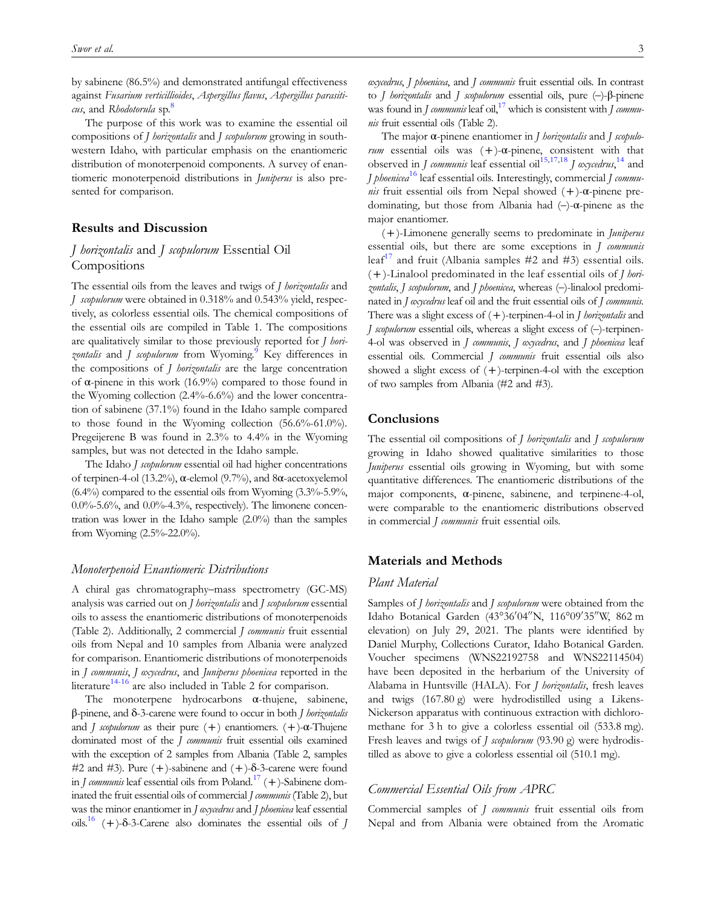by sabinene (86.5%) and demonstrated antifungal effectiveness against *Fusarium verticillioides*, *Aspergillus flavus*, *Aspergillus parasiticus*, and *Rhodotorula* sp.[8]

The purpose of this work was to examine the essential oil compositions of *J horizontalis* and *J scopulorum* growing in southwestern Idaho, with particular emphasis on the enantiomeric distribution of monoterpenoid components. A survey of enantiomeric monoterpenoid distributions in *Juniperus* is also presented for comparison.

## Results and Discussion

### *J horizontalis* and *J scopulorum* Essential Oil Compositions

The essential oils from the leaves and twigs of *J horizontalis* and *J scopulorum* were obtained in 0.318% and 0.543% yield, respectively, as colorless essential oils. The chemical compositions of the essential oils are compiled in Table 1. The compositions are qualitatively similar to those previously reported for *J horizontalis* and *J scopulorum* from Wyoming.[9] Key differences in the compositions of *J horizontalis* are the large concentration of α-pinene in this work (16.9%) compared to those found in the Wyoming collection (2.4%-6.6%) and the lower concentration of sabinene (37.1%) found in the Idaho sample compared to those found in the Wyoming collection (56.6%-61.0%). Pregeijerene B was found in 2.3% to 4.4% in the Wyoming samples, but was not detected in the Idaho sample.

The Idaho *J scopulorum* essential oil had higher concentrations of terpinen-4-ol (13.2%), α-elemol (9.7%), and 8α-acetoxyelemol (6.4%) compared to the essential oils from Wyoming (3.3%-5.9%, 0.0%-5.6%, and 0.0%-4.3%, respectively). The limonene concentration was lower in the Idaho sample (2.0%) than the samples from Wyoming (2.5%-22.0%).

### *Monoterpenoid Enantiomeric Distributions*

A chiral gas chromatography–mass spectrometry (GC-MS) analysis was carried out on *J horizontalis* and *J scopulorum* essential oils to assess the enantiomeric distributions of monoterpenoids (Table 2). Additionally, 2 commercial *J communis* fruit essential oils from Nepal and 10 samples from Albania were analyzed for comparison. Enantiomeric distributions of monoterpenoids in *J communis*, *J oxycedrus*, and *Juniperus phoenicea* reported in the literature[14-16] are also included in Table 2 for comparison.

The monoterpene hydrocarbons α-thujene, sabinene, β-pinene, and δ-3-carene were found to occur in both *J horizontalis* and *J scopulorum* as their pure (+) enantiomers. (+)-α-Thujene dominated most of the *J communis* fruit essential oils examined with the exception of 2 samples from Albania (Table 2, samples #2 and #3). Pure (+)-sabinene and (+)-δ-3-carene were found in *J communis* leaf essential oils from Poland.[17] (+)-Sabinene dominated the fruit essential oils of commercial *J communis* (Table 2), but was the minor enantiomer in *J oxycedrus* and *J phoenicea* leaf essential oils.[16] (+)-δ-3-Carene also dominates the essential oils of *J oxycedrus*, *J phoenicea*, and *J communis* fruit essential oils. In contrast to *J horizontalis* and *J scopulorum* essential oils, pure (–)-β-pinene was found in *J communis* leaf oil,[17] which is consistent with *J communis* fruit essential oils (Table 2).

The major α-pinene enantiomer in *J horizontalis* and *J scopulorum* essential oils was (+)-α-pinene, consistent with that observed in *J communis* leaf essential oil[15,17,18] *J oxycedrus*,[14] and *J phoenicea*[16] leaf essential oils. Interestingly, commercial *J communis* fruit essential oils from Nepal showed (+)-α-pinene predominating, but those from Albania had (–)-α-pinene as the major enantiomer.

(+)-Limonene generally seems to predominate in *Juniperus* essential oils, but there are some exceptions in *J communis* leaf[17] and fruit (Albania samples #2 and #3) essential oils. (+)-Linalool predominated in the leaf essential oils of *J horizontalis*, *J scopulorum*, and *J phoenicea*, whereas (–)-linalool predominated in *J oxycedrus* leaf oil and the fruit essential oils of *J communis*. There was a slight excess of (+)-terpinen-4-ol in *J horizontalis* and *J scopulorum* essential oils, whereas a slight excess of (–)-terpinen-4-ol was observed in *J communis*, *J oxycedrus*, and *J phoenicea* leaf essential oils. Commercial *J communis* fruit essential oils also showed a slight excess of (+)-terpinen-4-ol with the exception of two samples from Albania (#2 and #3).

## Conclusions

The essential oil compositions of *J horizontalis* and *J scopulorum* growing in Idaho showed qualitative similarities to those *Juniperus* essential oils growing in Wyoming, but with some quantitative differences. The enantiomeric distributions of the major components, α-pinene, sabinene, and terpinene-4-ol, were comparable to the enantiomeric distributions observed in commercial *J communis* fruit essential oils.

## Materials and Methods

### *Plant Material*

Samples of *J horizontalis* and *J scopulorum* were obtained from the Idaho Botanical Garden (43°36′04″N, 116°09′35″W, 862 m elevation) on July 29, 2021. The plants were identified by Daniel Murphy, Collections Curator, Idaho Botanical Garden. Voucher specimens (WNS22192758 and WNS22114504) have been deposited in the herbarium of the University of Alabama in Huntsville (HALA). For *J horizontalis*, fresh leaves and twigs (167.80 g) were hydrodistilled using a Likens-Nickerson apparatus with continuous extraction with dichloromethane for 3 h to give a colorless essential oil (533.8 mg). Fresh leaves and twigs of *J scopulorum* (93.90 g) were hydrodistilled as above to give a colorless essential oil (510.1 mg).

### *Commercial Essential Oils from APRC*

Commercial samples of *J communis* fruit essential oils from Nepal and from Albania were obtained from the Aromatic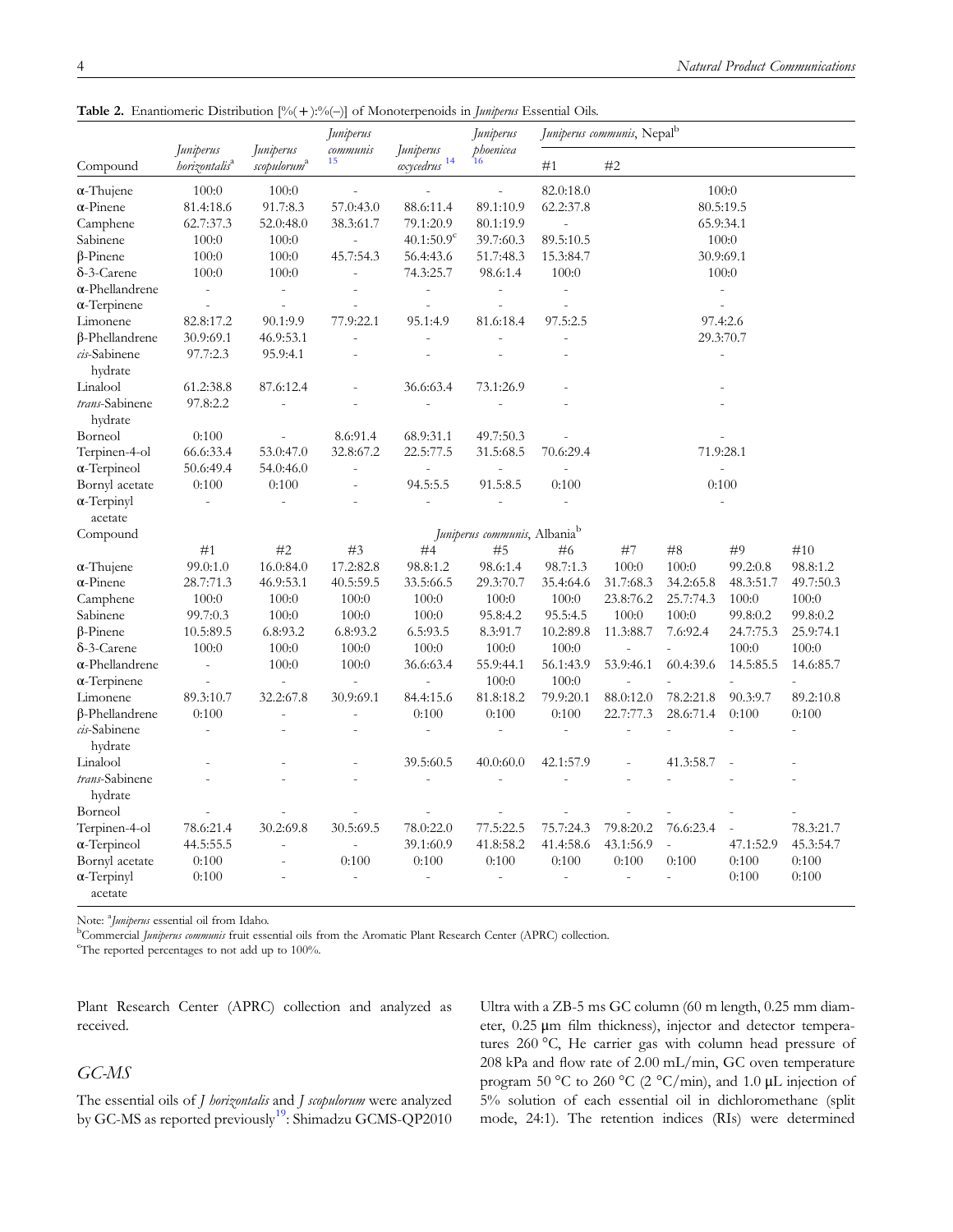**Table 2.** Enantiomeric Distribution [%(+):%(−)] of Monoterpenoids in *Juniperus* Essential Oils.

| Compound | *Juniperus horizontalis*[a] | *Juniperus scopulorum*[a] | *Juniperus communis* [15] | *Juniperus oxycedrus* [14] | *Juniperus phoenicea* [16] | *Juniperus communis*, Nepal[b] #1 | #2 | | | |
|---|---|---|---|---|---|---|---|---|---|---|
| α-Thujene | 100:0 | 100:0 | - | - | - | 82.0:18.0 | 100:0 | | | |
| α-Pinene | 81.4:18.6 | 91.7:8.3 | 57.0:43.0 | 88.6:11.4 | 89.1:10.9 | 62.2:37.8 | 80.5:19.5 | | | |
| Camphene | 62.7:37.3 | 52.0:48.0 | 38.3:61.7 | 79.1:20.9 | 80.1:19.9 | - | 65.9:34.1 | | | |
| Sabinene | 100:0 | 100:0 | - | 40.1:50.9[c] | 39.7:60.3 | 89.5:10.5 | 100:0 | | | |
| β-Pinene | 100:0 | 100:0 | 45.7:54.3 | 56.4:43.6 | 51.7:48.3 | 15.3:84.7 | 30.9:69.1 | | | |
| δ-3-Carene | 100:0 | 100:0 | - | 74.3:25.7 | 98.6:1.4 | 100:0 | 100:0 | | | |
| α-Phellandrene | - | - | - | - | - | - | - | | | |
| α-Terpinene | - | - | - | - | - | - | - | | | |
| Limonene | 82.8:17.2 | 90.1:9.9 | 77.9:22.1 | 95.1:4.9 | 81.6:18.4 | 97.5:2.5 | 97.4:2.6 | | | |
| β-Phellandrene | 30.9:69.1 | 46.9:53.1 | - | - | - | - | 29.3:70.7 | | | |
| *cis*-Sabinene hydrate | 97.7:2.3 | 95.9:4.1 | - | - | - | - | - | | | |
| Linalool | 61.2:38.8 | 87.6:12.4 | - | 36.6:63.4 | 73.1:26.9 | - | - | | | |
| *trans*-Sabinene hydrate | 97.8:2.2 | - | - | - | - | - | - | | | |
| Borneol | 0:100 | - | 8.6:91.4 | 68.9:31.1 | 49.7:50.3 | - | - | | | |
| Terpinen-4-ol | 66.6:33.4 | 53.0:47.0 | 32.8:67.2 | 22.5:77.5 | 31.5:68.5 | 70.6:29.4 | 71.9:28.1 | | | |
| α-Terpineol | 50.6:49.4 | 54.0:46.0 | - | - | - | - | - | | | |
| Bornyl acetate | 0:100 | 0:100 | - | 94.5:5.5 | 91.5:8.5 | 0:100 | 0:100 | | | |
| α-Terpinyl acetate | - | - | - | - | - | - | - | | | |
| **Compound** | *Juniperus communis*, Albania[b] | | | | | | | | | |
| | #1 | #2 | #3 | #4 | #5 | #6 | #7 | #8 | #9 | #10 |
| α-Thujene | 99.0:1.0 | 16.0:84.0 | 17.2:82.8 | 98.8:1.2 | 98.6:1.4 | 98.7:1.3 | 100:0 | 100:0 | 99.2:0.8 | 98.8:1.2 |
| α-Pinene | 28.7:71.3 | 46.9:53.1 | 40.5:59.5 | 33.5:66.5 | 29.3:70.7 | 35.4:64.6 | 31.7:68.3 | 34.2:65.8 | 48.3:51.7 | 49.7:50.3 |
| Camphene | 100:0 | 100:0 | 100:0 | 100:0 | 100:0 | 100:0 | 23.8:76.2 | 25.7:74.3 | 100:0 | 100:0 |
| Sabinene | 99.7:0.3 | 100:0 | 100:0 | 100:0 | 95.8:4.2 | 95.5:4.5 | 100:0 | 100:0 | 99.8:0.2 | 99.8:0.2 |
| β-Pinene | 10.5:89.5 | 6.8:93.2 | 6.8:93.2 | 6.5:93.5 | 8.3:91.7 | 10.2:89.8 | 11.3:88.7 | 7.6:92.4 | 24.7:75.3 | 25.9:74.1 |
| δ-3-Carene | 100:0 | 100:0 | 100:0 | 100:0 | 100:0 | 100:0 | - | - | 100:0 | 100:0 |
| α-Phellandrene | - | 100:0 | 100:0 | 36.6:63.4 | 55.9:44.1 | 56.1:43.9 | 53.9:46.1 | 60.4:39.6 | 14.5:85.5 | 14.6:85.7 |
| α-Terpinene | - | - | - | - | 100:0 | 100:0 | - | - | - | - |
| Limonene | 89.3:10.7 | 32.2:67.8 | 30.9:69.1 | 84.4:15.6 | 81.8:18.2 | 79.9:20.1 | 88.0:12.0 | 78.2:21.8 | 90.3:9.7 | 89.2:10.8 |
| β-Phellandrene | 0:100 | - | - | 0:100 | 0:100 | 0:100 | 22.7:77.3 | 28.6:71.4 | 0:100 | 0:100 |
| *cis*-Sabinene hydrate | - | - | - | - | - | - | - | - | - | - |
| Linalool | - | - | - | 39.5:60.5 | 40.0:60.0 | 42.1:57.9 | - | 41.3:58.7 | - | - |
| *trans*-Sabinene hydrate | - | - | - | - | - | - | - | - | - | - |
| Borneol | - | - | - | - | - | - | - | - | - | - |
| Terpinen-4-ol | 78.6:21.4 | 30.2:69.8 | 30.5:69.5 | 78.0:22.0 | 77.5:22.5 | 75.7:24.3 | 79.8:20.2 | 76.6:23.4 | - | 78.3:21.7 |
| α-Terpineol | 44.5:55.5 | - | - | 39.1:60.9 | 41.8:58.2 | 41.4:58.6 | 43.1:56.9 | - | 47.1:52.9 | 45.3:54.7 |
| Bornyl acetate | 0:100 | - | 0:100 | 0:100 | 0:100 | 0:100 | 0:100 | 0:100 | 0:100 | 0:100 |
| α-Terpinyl acetate | 0:100 | - | - | - | - | - | - | - | 0:100 | 0:100 |

Note: [a]*Juniperus* essential oil from Idaho.
[b]Commercial *Juniperus communis* fruit essential oils from the Aromatic Plant Research Center (APRC) collection.
[c]The reported percentages to not add up to 100%.

Plant Research Center (APRC) collection and analyzed as received.

### GC-MS

The essential oils of *J horizontalis* and *J scopulorum* were analyzed by GC-MS as reported previously[19]: Shimadzu GCMS-QP2010 Ultra with a ZB-5 ms GC column (60 m length, 0.25 mm diameter, 0.25 μm film thickness), injector and detector temperatures 260 °C, He carrier gas with column head pressure of 208 kPa and flow rate of 2.00 mL/min, GC oven temperature program 50 °C to 260 °C (2 °C/min), and 1.0 μL injection of 5% solution of each essential oil in dichloromethane (split mode, 24:1). The retention indices (RIs) were determined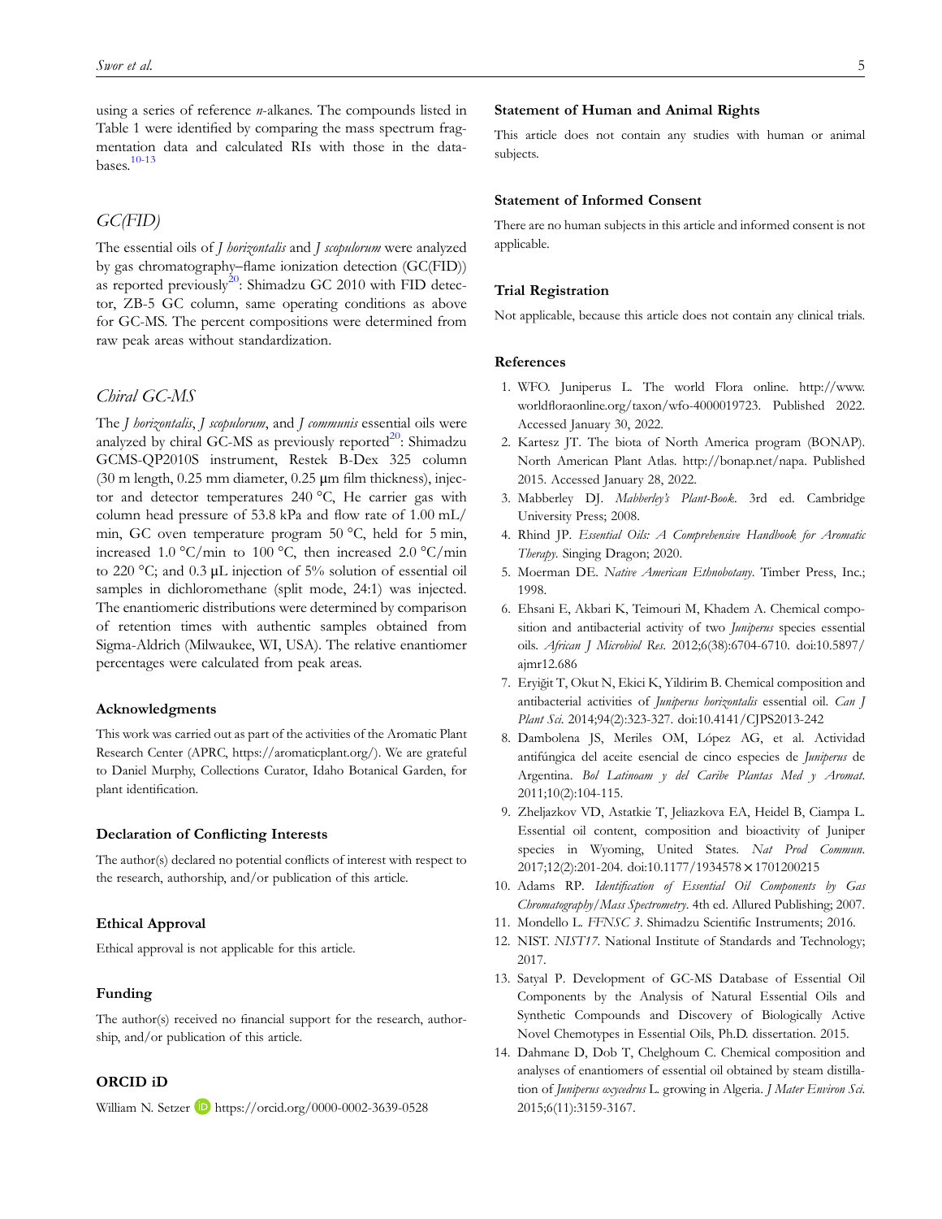using a series of reference *n*-alkanes. The compounds listed in Table 1 were identified by comparing the mass spectrum fragmentation data and calculated RIs with those in the databases.[10-13]

## *GC(FID)*

The essential oils of *J horizontalis* and *J scopulorum* were analyzed by gas chromatography–flame ionization detection (GC(FID)) as reported previously[20]: Shimadzu GC 2010 with FID detector, ZB-5 GC column, same operating conditions as above for GC-MS. The percent compositions were determined from raw peak areas without standardization.

## *Chiral GC-MS*

The *J horizontalis*, *J scopulorum*, and *J communis* essential oils were analyzed by chiral GC-MS as previously reported[20]: Shimadzu GCMS-QP2010S instrument, Restek B-Dex 325 column (30 m length, 0.25 mm diameter, 0.25 μm film thickness), injector and detector temperatures 240 °C, He carrier gas with column head pressure of 53.8 kPa and flow rate of 1.00 mL/min, GC oven temperature program 50 °C, held for 5 min, increased 1.0 °C/min to 100 °C, then increased 2.0 °C/min to 220 °C; and 0.3 μL injection of 5% solution of essential oil samples in dichloromethane (split mode, 24:1) was injected. The enantiomeric distributions were determined by comparison of retention times with authentic samples obtained from Sigma-Aldrich (Milwaukee, WI, USA). The relative enantiomer percentages were calculated from peak areas.

### Acknowledgments

This work was carried out as part of the activities of the Aromatic Plant Research Center (APRC, https://aromaticplant.org/). We are grateful to Daniel Murphy, Collections Curator, Idaho Botanical Garden, for plant identification.

### Declaration of Conflicting Interests

The author(s) declared no potential conflicts of interest with respect to the research, authorship, and/or publication of this article.

### Ethical Approval

Ethical approval is not applicable for this article.

### Funding

The author(s) received no financial support for the research, authorship, and/or publication of this article.

### ORCID iD

William N. Setzer https://orcid.org/0000-0002-3639-0528

### Statement of Human and Animal Rights

This article does not contain any studies with human or animal subjects.

### Statement of Informed Consent

There are no human subjects in this article and informed consent is not applicable.

### Trial Registration

Not applicable, because this article does not contain any clinical trials.

### References

1. WFO. Juniperus L. The world Flora online. http://www.worldfloraonline.org/taxon/wfo-4000019723. Published 2022. Accessed January 30, 2022.
2. Kartesz JT. The biota of North America program (BONAP). North American Plant Atlas. http://bonap.net/napa. Published 2015. Accessed January 28, 2022.
3. Mabberley DJ. *Mabberley's Plant-Book*. 3rd ed. Cambridge University Press; 2008.
4. Rhind JP. *Essential Oils: A Comprehensive Handbook for Aromatic Therapy*. Singing Dragon; 2020.
5. Moerman DE. *Native American Ethnobotany*. Timber Press, Inc.; 1998.
6. Ehsani E, Akbari K, Teimouri M, Khadem A. Chemical composition and antibacterial activity of two *Juniperus* species essential oils. *African J Microbiol Res*. 2012;6(38):6704-6710. doi:10.5897/ajmr12.686
7. Eryiğit T, Okut N, Ekici K, Yildirim B. Chemical composition and antibacterial activities of *Juniperus horizontalis* essential oil. *Can J Plant Sci*. 2014;94(2):323-327. doi:10.4141/CJPS2013-242
8. Dambolena JS, Meriles OM, López AG, et al. Actividad antifúngica del aceite esencial de cinco especies de *Juniperus* de Argentina. *Bol Latinoam y del Caribe Plantas Med y Aromat*. 2011;10(2):104-115.
9. Zheljazkov VD, Astatkie T, Jeliazkova EA, Heidel B, Ciampa L. Essential oil content, composition and bioactivity of Juniper species in Wyoming, United States. *Nat Prod Commun*. 2017;12(2):201-204. doi:10.1177/1934578×1701200215
10. Adams RP. *Identification of Essential Oil Components by Gas Chromatography/Mass Spectrometry*. 4th ed. Allured Publishing; 2007.
11. Mondello L. *FFNSC 3*. Shimadzu Scientific Instruments; 2016.
12. NIST. *NIST17*. National Institute of Standards and Technology; 2017.
13. Satyal P. Development of GC-MS Database of Essential Oil Components by the Analysis of Natural Essential Oils and Synthetic Compounds and Discovery of Biologically Active Novel Chemotypes in Essential Oils, Ph.D. dissertation. 2015.
14. Dahmane D, Dob T, Chelghoum C. Chemical composition and analyses of enantiomers of essential oil obtained by steam distillation of *Juniperus oxycedrus* L. growing in Algeria. *J Mater Environ Sci*. 2015;6(11):3159-3167.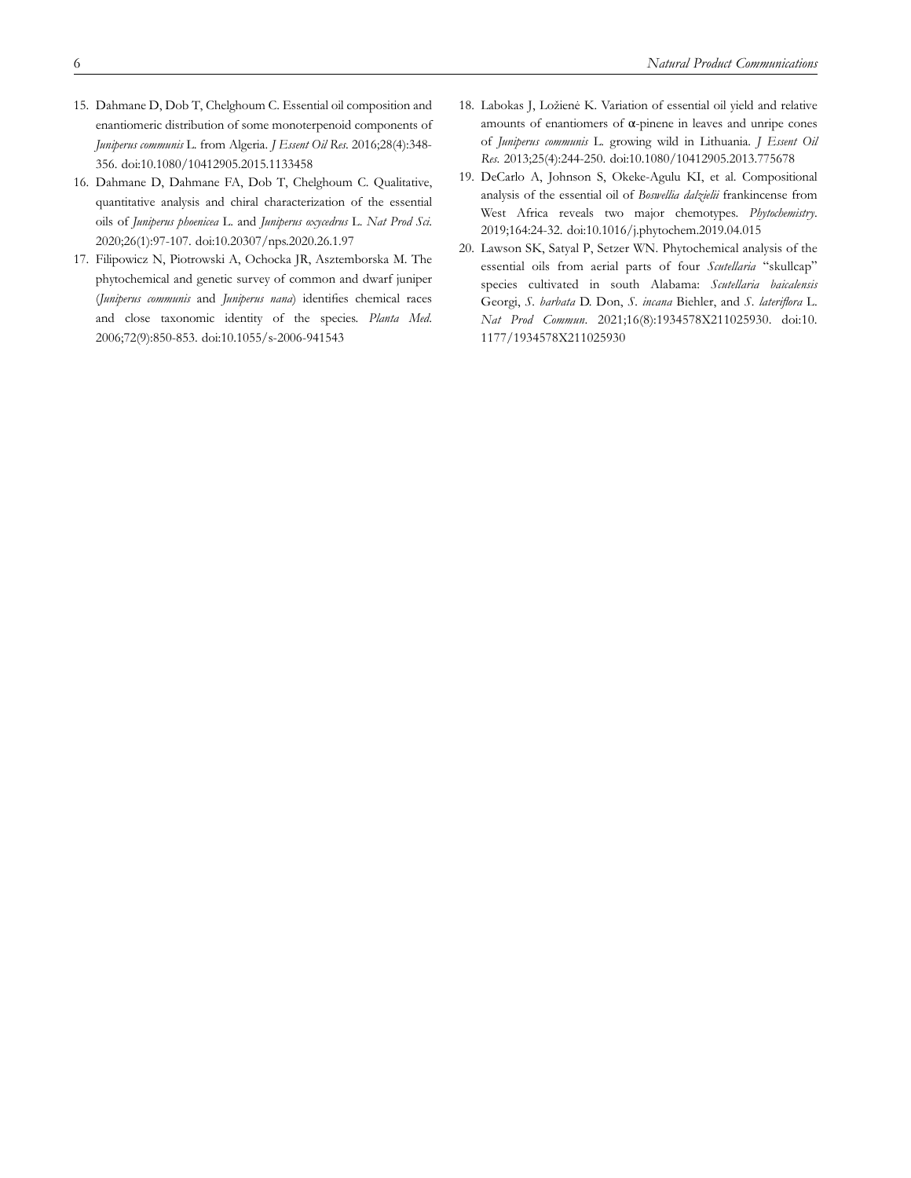15. Dahmane D, Dob T, Chelghoum C. Essential oil composition and enantiomeric distribution of some monoterpenoid components of *Juniperus communis* L. from Algeria. *J Essent Oil Res*. 2016;28(4):348-356. doi:10.1080/10412905.2015.1133458
16. Dahmane D, Dahmane FA, Dob T, Chelghoum C. Qualitative, quantitative analysis and chiral characterization of the essential oils of *Juniperus phoenicea* L. and *Juniperus oxycedrus* L. *Nat Prod Sci*. 2020;26(1):97-107. doi:10.20307/nps.2020.26.1.97
17. Filipowicz N, Piotrowski A, Ochocka JR, Asztemborska M. The phytochemical and genetic survey of common and dwarf juniper (*Juniperus communis* and *Juniperus nana*) identifies chemical races and close taxonomic identity of the species. *Planta Med*. 2006;72(9):850-853. doi:10.1055/s-2006-941543
18. Labokas J, Ložienė K. Variation of essential oil yield and relative amounts of enantiomers of α-pinene in leaves and unripe cones of *Juniperus communis* L. growing wild in Lithuania. *J Essent Oil Res*. 2013;25(4):244-250. doi:10.1080/10412905.2013.775678
19. DeCarlo A, Johnson S, Okeke-Agulu KI, et al. Compositional analysis of the essential oil of *Boswellia dalzielii* frankincense from West Africa reveals two major chemotypes. *Phytochemistry*. 2019;164:24-32. doi:10.1016/j.phytochem.2019.04.015
20. Lawson SK, Satyal P, Setzer WN. Phytochemical analysis of the essential oils from aerial parts of four *Scutellaria* "skullcap" species cultivated in south Alabama: *Scutellaria baicalensis* Georgi, *S. barbata* D. Don, *S. incana* Biehler, and *S. lateriflora* L. *Nat Prod Commun*. 2021;16(8):1934578X211025930. doi:10.1177/1934578X211025930